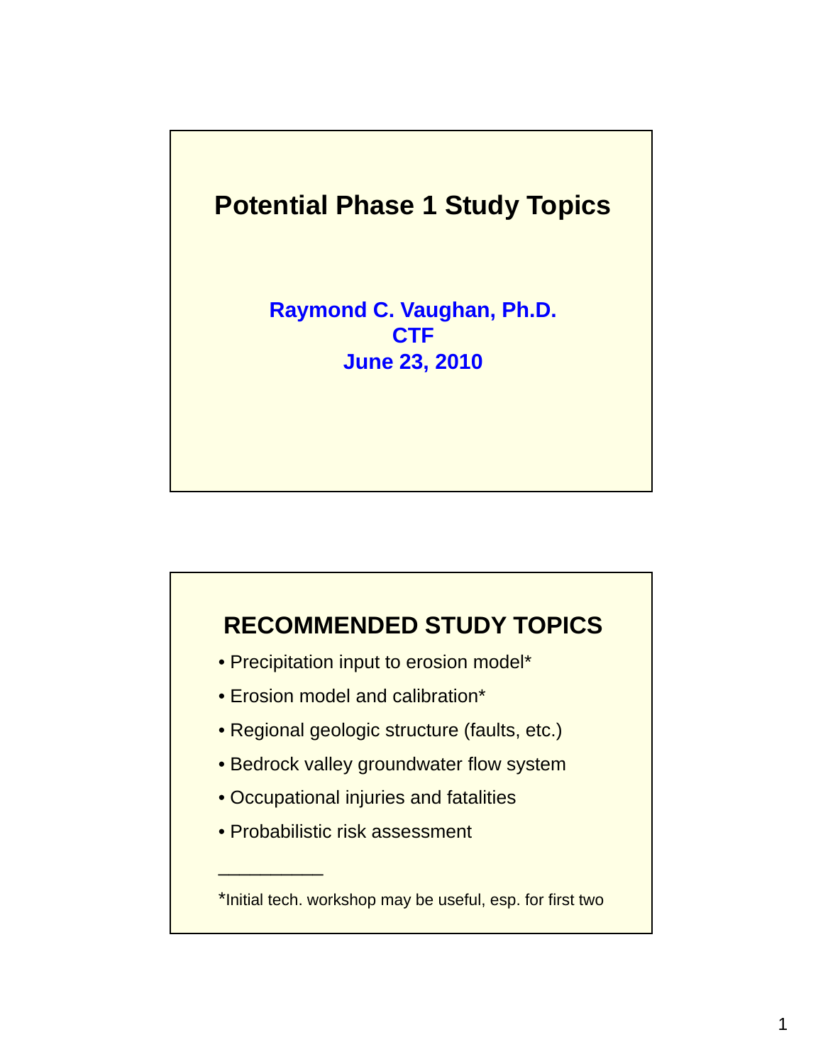# Potential Phase 1 Study Topics

**Raymond C. Vaughan, Ph.D.**
**CTF**
**June 23, 2010**

## RECOMMENDED STUDY TOPICS

- Precipitation input to erosion model*
- Erosion model and calibration*
- Regional geologic structure (faults, etc.)
- Bedrock valley groundwater flow system
- Occupational injuries and fatalities
- Probabilistic risk assessment

___________

*Initial tech. workshop may be useful, esp. for first two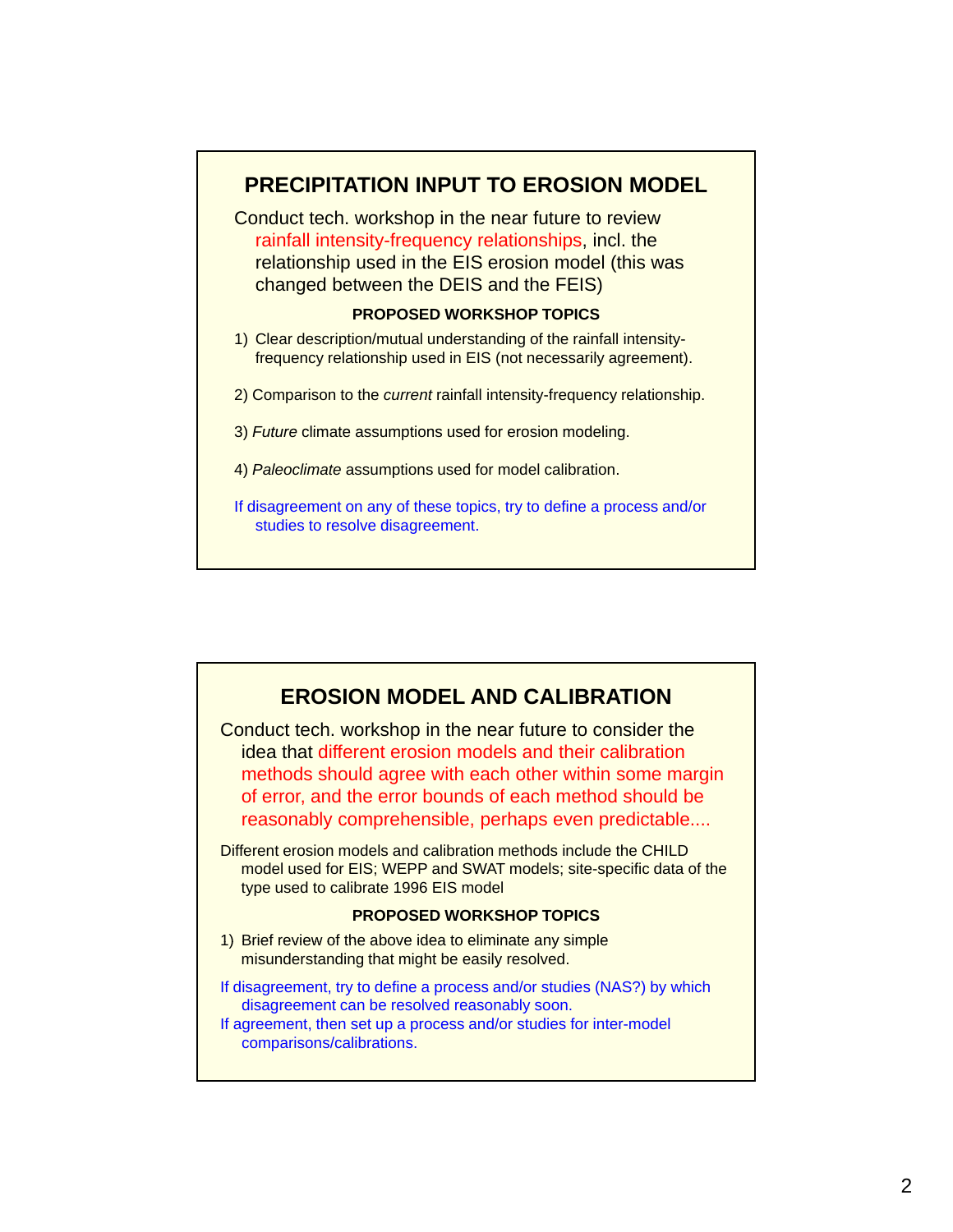## PRECIPITATION INPUT TO EROSION MODEL

Conduct tech. workshop in the near future to review rainfall intensity-frequency relationships, incl. the relationship used in the EIS erosion model (this was changed between the DEIS and the FEIS)

**PROPOSED WORKSHOP TOPICS**

1) Clear description/mutual understanding of the rainfall intensity-frequency relationship used in EIS (not necessarily agreement).

2) Comparison to the *current* rainfall intensity-frequency relationship.

3) *Future* climate assumptions used for erosion modeling.

4) *Paleoclimate* assumptions used for model calibration.

If disagreement on any of these topics, try to define a process and/or studies to resolve disagreement.

## EROSION MODEL AND CALIBRATION

Conduct tech. workshop in the near future to consider the idea that different erosion models and their calibration methods should agree with each other within some margin of error, and the error bounds of each method should be reasonably comprehensible, perhaps even predictable....

Different erosion models and calibration methods include the CHILD model used for EIS; WEPP and SWAT models; site-specific data of the type used to calibrate 1996 EIS model

**PROPOSED WORKSHOP TOPICS**

1) Brief review of the above idea to eliminate any simple misunderstanding that might be easily resolved.

If disagreement, try to define a process and/or studies (NAS?) by which disagreement can be resolved reasonably soon.

If agreement, then set up a process and/or studies for inter-model comparisons/calibrations.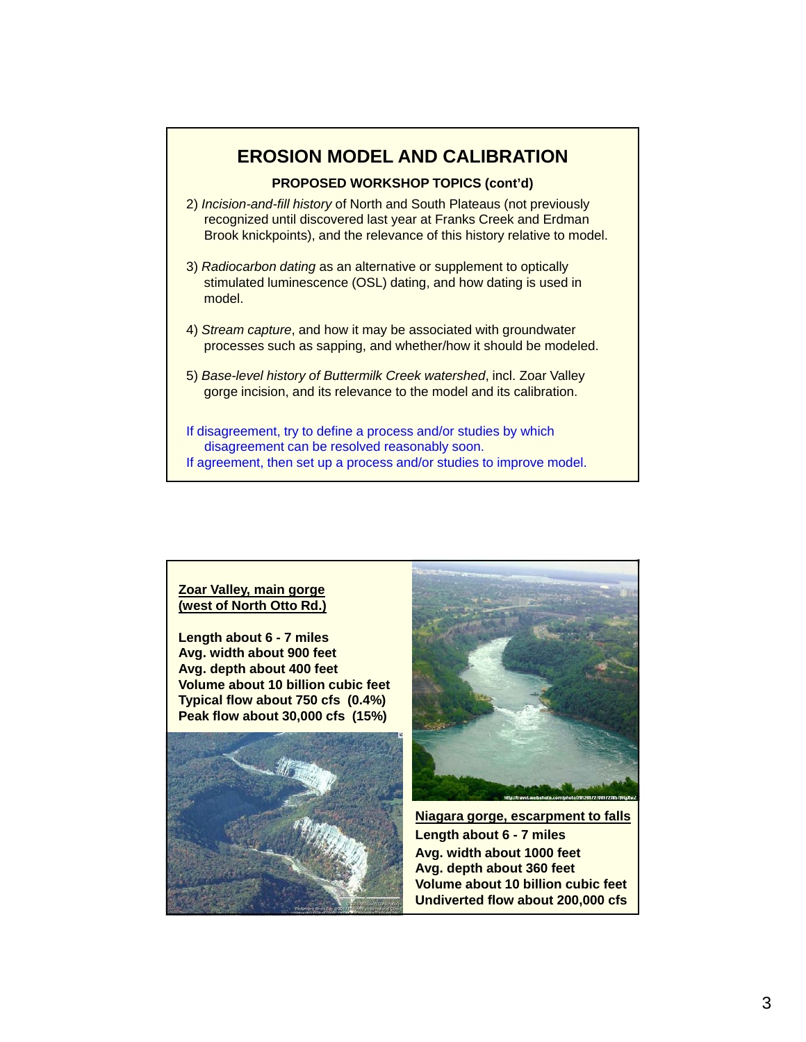# EROSION MODEL AND CALIBRATION

### PROPOSED WORKSHOP TOPICS (cont'd)

2) *Incision-and-fill history* of North and South Plateaus (not previously recognized until discovered last year at Franks Creek and Erdman Brook knickpoints), and the relevance of this history relative to model.

3) *Radiocarbon dating* as an alternative or supplement to optically stimulated luminescence (OSL) dating, and how dating is used in model.

4) *Stream capture*, and how it may be associated with groundwater processes such as sapping, and whether/how it should be modeled.

5) *Base-level history of Buttermilk Creek watershed*, incl. Zoar Valley gorge incision, and its relevance to the model and its calibration.

If disagreement, try to define a process and/or studies by which disagreement can be resolved reasonably soon.
If agreement, then set up a process and/or studies to improve model.

**<u>Zoar Valley, main gorge (west of North Otto Rd.)</u>**

**Length about 6 - 7 miles**
**Avg. width about 900 feet**
**Avg. depth about 400 feet**
**Volume about 10 billion cubic feet**
**Typical flow about 750 cfs (0.4%)**
**Peak flow about 30,000 cfs (15%)**

**<u>Niagara gorge, escarpment to falls</u>**
**Length about 6 - 7 miles**
**Avg. width about 1000 feet**
**Avg. depth about 360 feet**
**Volume about 10 billion cubic feet**
**Undiverted flow about 200,000 cfs**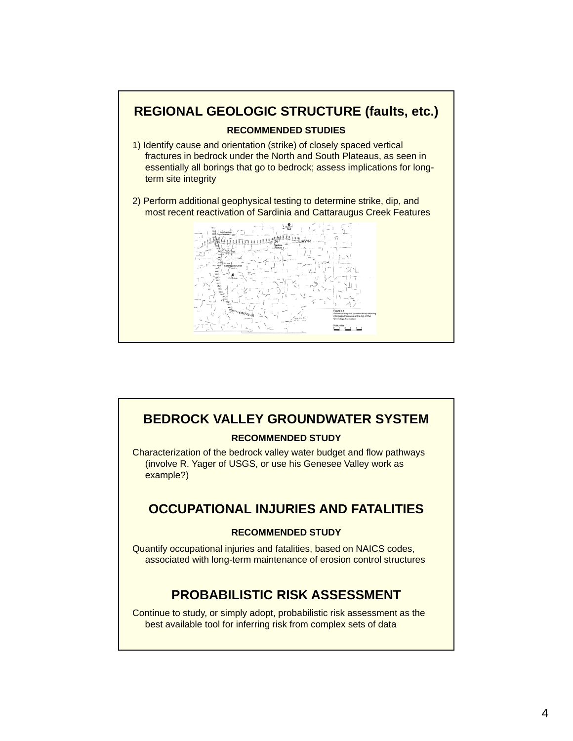## REGIONAL GEOLOGIC STRUCTURE (faults, etc.)

**RECOMMENDED STUDIES**

1) Identify cause and orientation (strike) of closely spaced vertical fractures in bedrock under the North and South Plateaus, as seen in essentially all borings that go to bedrock; assess implications for long-term site integrity

2) Perform additional geophysical testing to determine strike, dip, and most recent reactivation of Sardinia and Cattaraugus Creek Features

## BEDROCK VALLEY GROUNDWATER SYSTEM

**RECOMMENDED STUDY**

Characterization of the bedrock valley water budget and flow pathways (involve R. Yager of USGS, or use his Genesee Valley work as example?)

## OCCUPATIONAL INJURIES AND FATALITIES

**RECOMMENDED STUDY**

Quantify occupational injuries and fatalities, based on NAICS codes, associated with long-term maintenance of erosion control structures

## PROBABILISTIC RISK ASSESSMENT

Continue to study, or simply adopt, probabilistic risk assessment as the best available tool for inferring risk from complex sets of data